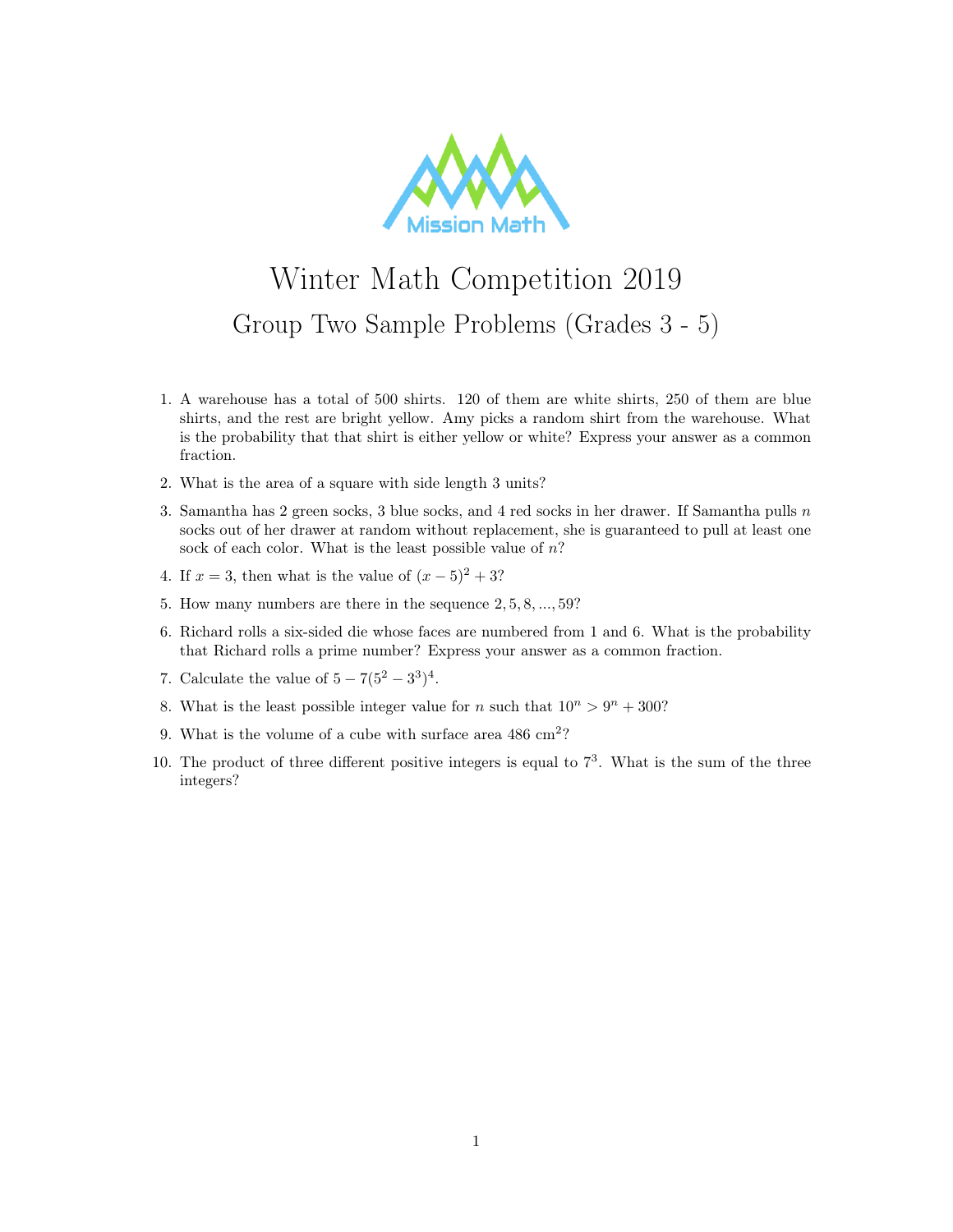Mission Math

# Winter Math Competition 2019

## Group Two Sample Problems (Grades 3 - 5)

1. A warehouse has a total of 500 shirts. 120 of them are white shirts, 250 of them are blue shirts, and the rest are bright yellow. Amy picks a random shirt from the warehouse. What is the probability that that shirt is either yellow or white? Express your answer as a common fraction.
2. What is the area of a square with side length 3 units?
3. Samantha has 2 green socks, 3 blue socks, and 4 red socks in her drawer. If Samantha pulls $n$ socks out of her drawer at random without replacement, she is guaranteed to pull at least one sock of each color. What is the least possible value of $n$?
4. If $x = 3$, then what is the value of $(x - 5)^2 + 3$?
5. How many numbers are there in the sequence $2, 5, 8, ..., 59$?
6. Richard rolls a six-sided die whose faces are numbered from 1 and 6. What is the probability that Richard rolls a prime number? Express your answer as a common fraction.
7. Calculate the value of $5 - 7(5^2 - 3^3)^4$.
8. What is the least possible integer value for $n$ such that $10^n > 9^n + 300$?
9. What is the volume of a cube with surface area 486 $\text{cm}^2$?
10. The product of three different positive integers is equal to $7^3$. What is the sum of the three integers?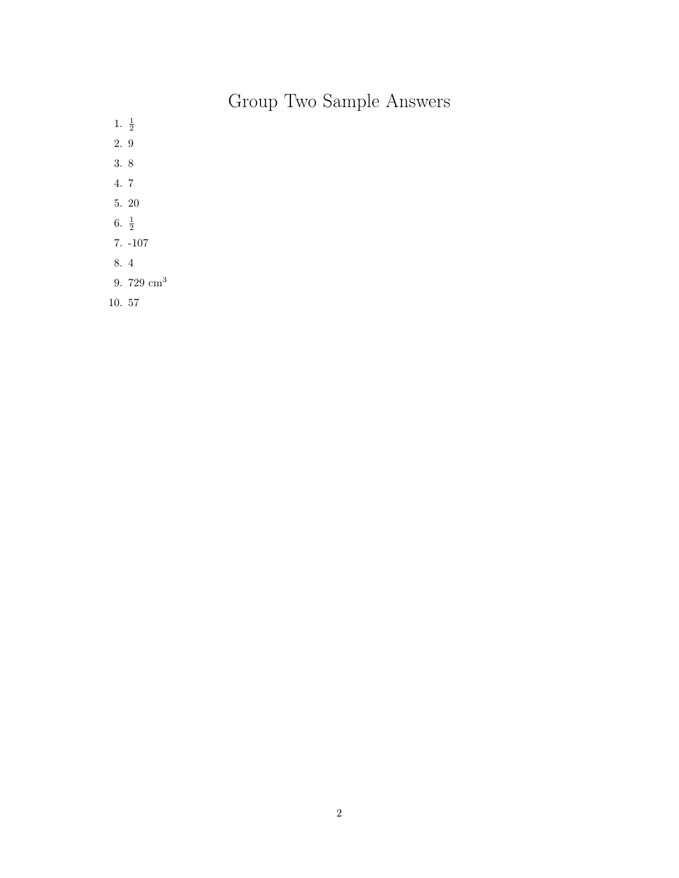# Group Two Sample Answers

1. $\frac{1}{2}$
2. 9
3. 8
4. 7
5. 20
6. $\frac{1}{2}$
7. -107
8. 4
9. 729 $\text{cm}^3$
10. 57